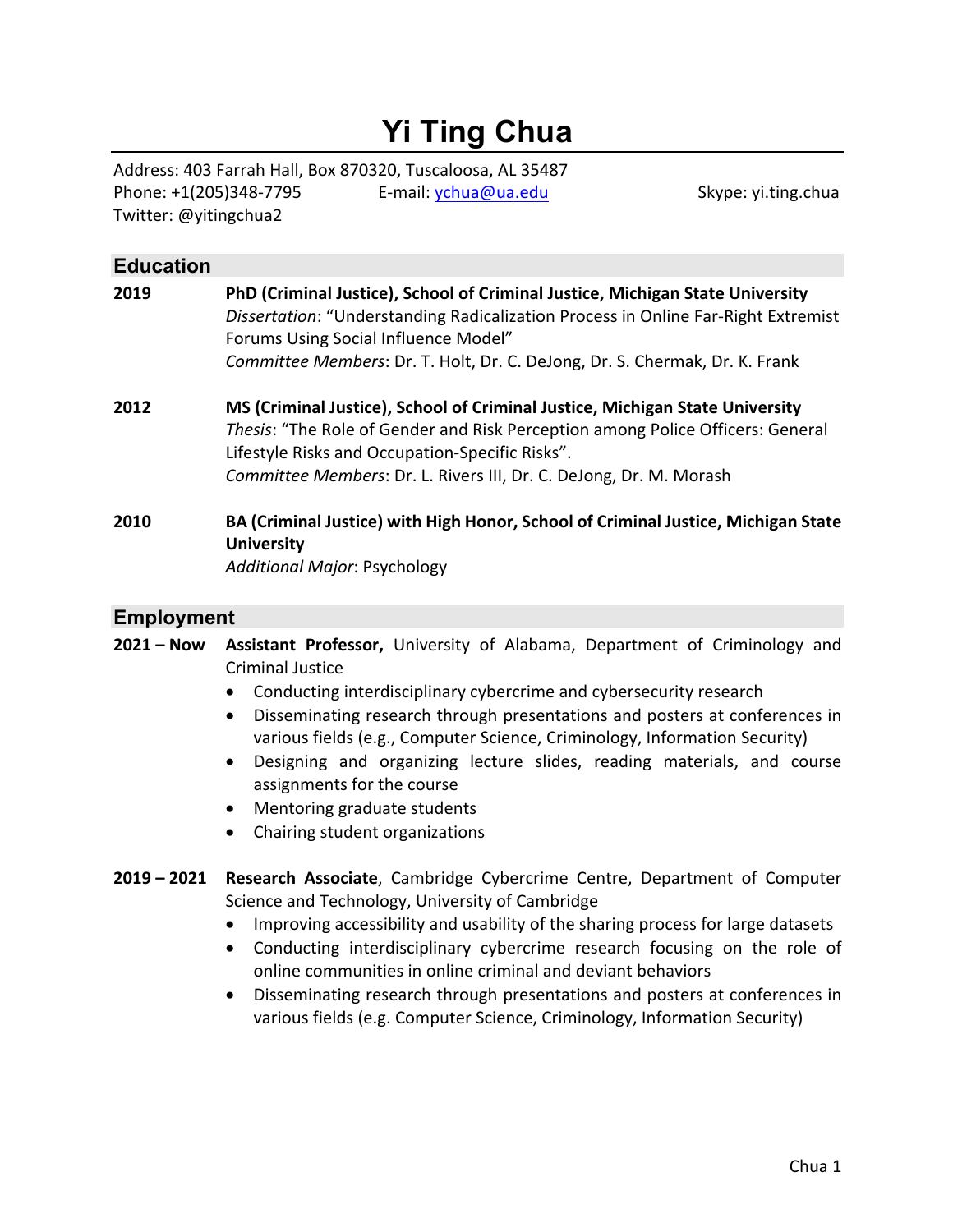# Yi Ting Chua

Address: 403 Farrah Hall, Box 870320, Tuscaloosa, AL 35487
Phone: +1(205)348-7795 E-mail: ychua@ua.edu Skype: yi.ting.chua
Twitter: @yitingchua2

## Education

**2019** **PhD (Criminal Justice), School of Criminal Justice, Michigan State University**
*Dissertation*: "Understanding Radicalization Process in Online Far-Right Extremist Forums Using Social Influence Model"
*Committee Members*: Dr. T. Holt, Dr. C. DeJong, Dr. S. Chermak, Dr. K. Frank

**2012** **MS (Criminal Justice), School of Criminal Justice, Michigan State University**
*Thesis*: "The Role of Gender and Risk Perception among Police Officers: General Lifestyle Risks and Occupation-Specific Risks".
*Committee Members*: Dr. L. Rivers III, Dr. C. DeJong, Dr. M. Morash

**2010** **BA (Criminal Justice) with High Honor, School of Criminal Justice, Michigan State University**
*Additional Major*: Psychology

## Employment

**2021 – Now** **Assistant Professor,** University of Alabama, Department of Criminology and Criminal Justice

- Conducting interdisciplinary cybercrime and cybersecurity research
- Disseminating research through presentations and posters at conferences in various fields (e.g., Computer Science, Criminology, Information Security)
- Designing and organizing lecture slides, reading materials, and course assignments for the course
- Mentoring graduate students
- Chairing student organizations

**2019 – 2021** **Research Associate**, Cambridge Cybercrime Centre, Department of Computer Science and Technology, University of Cambridge

- Improving accessibility and usability of the sharing process for large datasets
- Conducting interdisciplinary cybercrime research focusing on the role of online communities in online criminal and deviant behaviors
- Disseminating research through presentations and posters at conferences in various fields (e.g. Computer Science, Criminology, Information Security)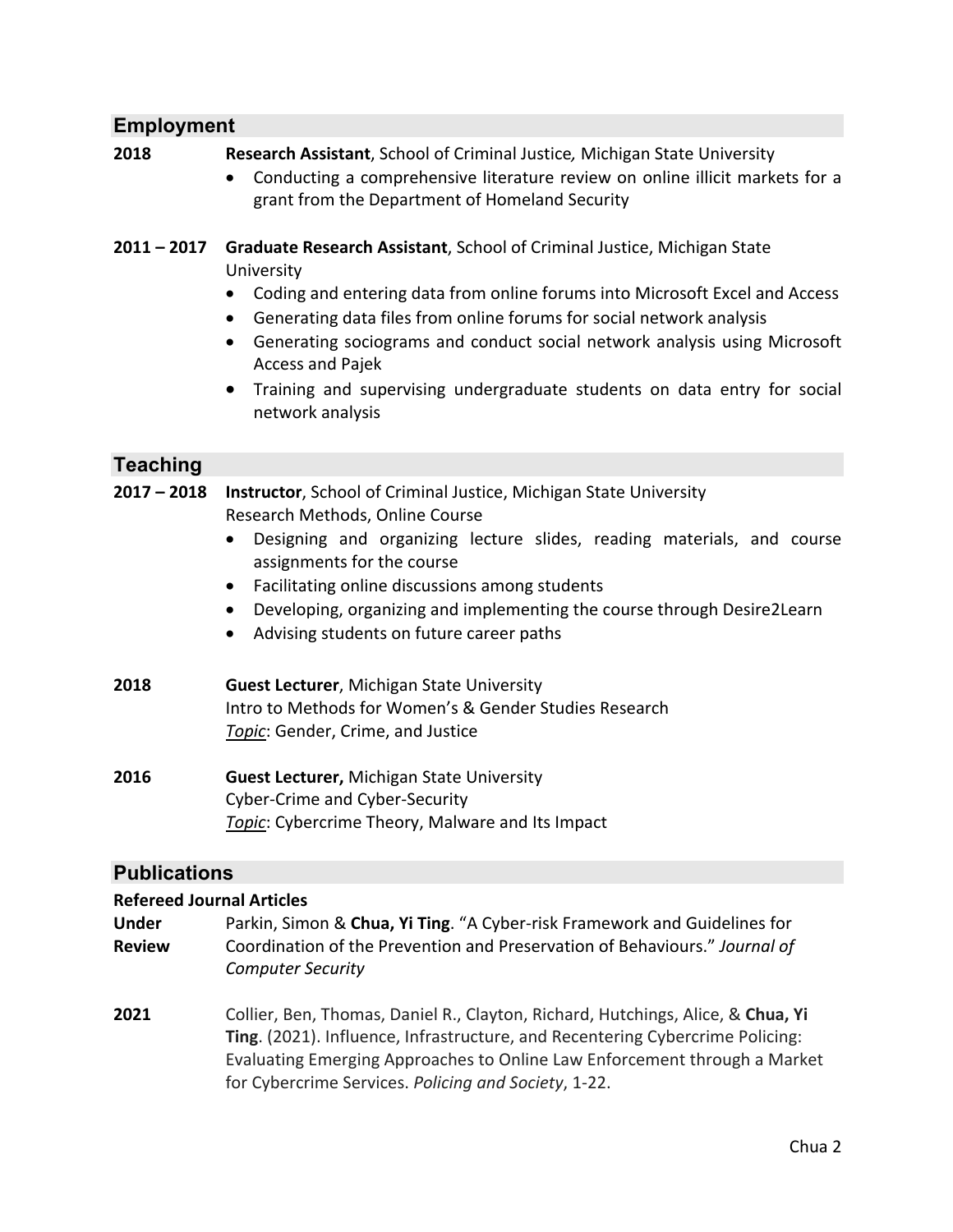## Employment

**2018** **Research Assistant**, School of Criminal Justice, Michigan State University

- Conducting a comprehensive literature review on online illicit markets for a grant from the Department of Homeland Security

**2011 – 2017** **Graduate Research Assistant**, School of Criminal Justice, Michigan State University

- Coding and entering data from online forums into Microsoft Excel and Access
- Generating data files from online forums for social network analysis
- Generating sociograms and conduct social network analysis using Microsoft Access and Pajek
- Training and supervising undergraduate students on data entry for social network analysis

## Teaching

**2017 – 2018** **Instructor**, School of Criminal Justice, Michigan State University
Research Methods, Online Course

- Designing and organizing lecture slides, reading materials, and course assignments for the course
- Facilitating online discussions among students
- Developing, organizing and implementing the course through Desire2Learn
- Advising students on future career paths

**2018** **Guest Lecturer**, Michigan State University
Intro to Methods for Women's & Gender Studies Research
*Topic*: Gender, Crime, and Justice

**2016** **Guest Lecturer,** Michigan State University
Cyber-Crime and Cyber-Security
*Topic*: Cybercrime Theory, Malware and Its Impact

## Publications

**Refereed Journal Articles**

**Under Review** Parkin, Simon & **Chua, Yi Ting**. "A Cyber-risk Framework and Guidelines for Coordination of the Prevention and Preservation of Behaviours." *Journal of Computer Security*

**2021** Collier, Ben, Thomas, Daniel R., Clayton, Richard, Hutchings, Alice, & **Chua, Yi Ting**. (2021). Influence, Infrastructure, and Recentering Cybercrime Policing: Evaluating Emerging Approaches to Online Law Enforcement through a Market for Cybercrime Services. *Policing and Society*, 1-22.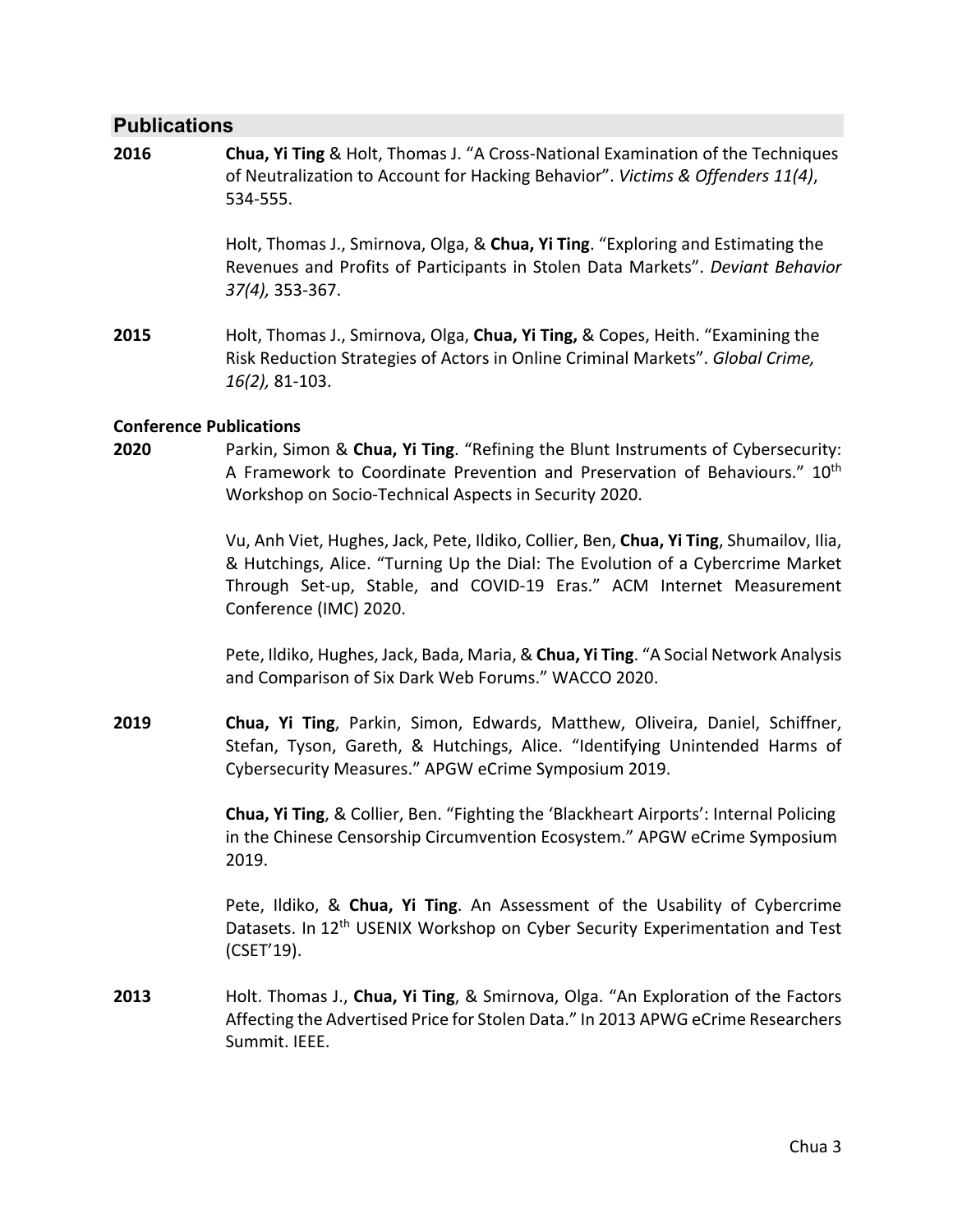## Publications

**2016** **Chua, Yi Ting** & Holt, Thomas J. "A Cross-National Examination of the Techniques of Neutralization to Account for Hacking Behavior". *Victims & Offenders 11(4)*, 534-555.

Holt, Thomas J., Smirnova, Olga, & **Chua, Yi Ting**. "Exploring and Estimating the Revenues and Profits of Participants in Stolen Data Markets". *Deviant Behavior 37(4),* 353-367.

**2015** Holt, Thomas J., Smirnova, Olga, **Chua, Yi Ting,** & Copes, Heith. "Examining the Risk Reduction Strategies of Actors in Online Criminal Markets". *Global Crime, 16(2),* 81-103.

### Conference Publications

**2020** Parkin, Simon & **Chua, Yi Ting**. "Refining the Blunt Instruments of Cybersecurity: A Framework to Coordinate Prevention and Preservation of Behaviours." 10th Workshop on Socio-Technical Aspects in Security 2020.

Vu, Anh Viet, Hughes, Jack, Pete, Ildiko, Collier, Ben, **Chua, Yi Ting**, Shumailov, Ilia, & Hutchings, Alice. "Turning Up the Dial: The Evolution of a Cybercrime Market Through Set-up, Stable, and COVID-19 Eras." ACM Internet Measurement Conference (IMC) 2020.

Pete, Ildiko, Hughes, Jack, Bada, Maria, & **Chua, Yi Ting**. "A Social Network Analysis and Comparison of Six Dark Web Forums." WACCO 2020.

**2019** **Chua, Yi Ting**, Parkin, Simon, Edwards, Matthew, Oliveira, Daniel, Schiffner, Stefan, Tyson, Gareth, & Hutchings, Alice. "Identifying Unintended Harms of Cybersecurity Measures." APGW eCrime Symposium 2019.

**Chua, Yi Ting**, & Collier, Ben. "Fighting the 'Blackheart Airports': Internal Policing in the Chinese Censorship Circumvention Ecosystem." APGW eCrime Symposium 2019.

Pete, Ildiko, & **Chua, Yi Ting**. An Assessment of the Usability of Cybercrime Datasets. In 12th USENIX Workshop on Cyber Security Experimentation and Test (CSET'19).

**2013** Holt. Thomas J., **Chua, Yi Ting**, & Smirnova, Olga. "An Exploration of the Factors Affecting the Advertised Price for Stolen Data." In 2013 APWG eCrime Researchers Summit. IEEE.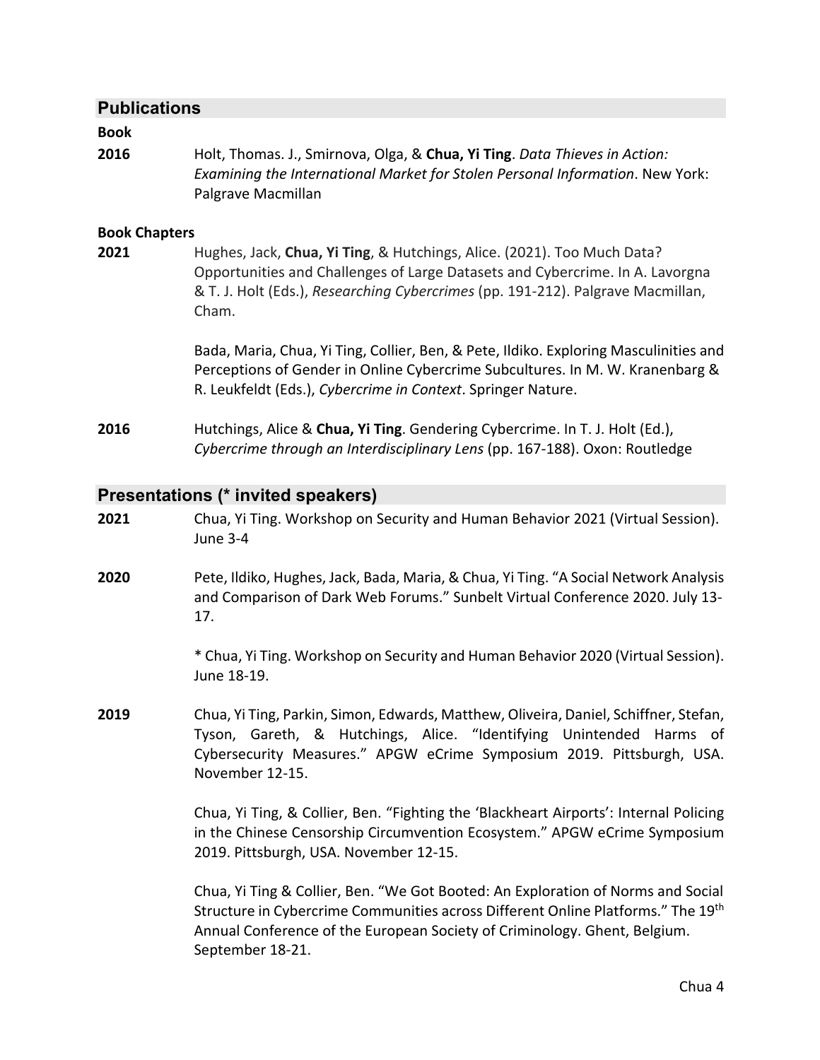## Publications

**Book**

**2016** Holt, Thomas. J., Smirnova, Olga, & **Chua, Yi Ting**. *Data Thieves in Action: Examining the International Market for Stolen Personal Information*. New York: Palgrave Macmillan

**Book Chapters**

**2021** Hughes, Jack, **Chua, Yi Ting**, & Hutchings, Alice. (2021). Too Much Data? Opportunities and Challenges of Large Datasets and Cybercrime. In A. Lavorgna & T. J. Holt (Eds.), *Researching Cybercrimes* (pp. 191-212). Palgrave Macmillan, Cham.

Bada, Maria, Chua, Yi Ting, Collier, Ben, & Pete, Ildiko. Exploring Masculinities and Perceptions of Gender in Online Cybercrime Subcultures. In M. W. Kranenbarg & R. Leukfeldt (Eds.), *Cybercrime in Context*. Springer Nature.

**2016** Hutchings, Alice & **Chua, Yi Ting**. Gendering Cybercrime. In T. J. Holt (Ed.), *Cybercrime through an Interdisciplinary Lens* (pp. 167-188). Oxon: Routledge

## Presentations (* invited speakers)

**2021** Chua, Yi Ting. Workshop on Security and Human Behavior 2021 (Virtual Session). June 3-4

**2020** Pete, Ildiko, Hughes, Jack, Bada, Maria, & Chua, Yi Ting. "A Social Network Analysis and Comparison of Dark Web Forums." Sunbelt Virtual Conference 2020. July 13-17.

* Chua, Yi Ting. Workshop on Security and Human Behavior 2020 (Virtual Session). June 18-19.

**2019** Chua, Yi Ting, Parkin, Simon, Edwards, Matthew, Oliveira, Daniel, Schiffner, Stefan, Tyson, Gareth, & Hutchings, Alice. "Identifying Unintended Harms of Cybersecurity Measures." APGW eCrime Symposium 2019. Pittsburgh, USA. November 12-15.

Chua, Yi Ting, & Collier, Ben. "Fighting the 'Blackheart Airports': Internal Policing in the Chinese Censorship Circumvention Ecosystem." APGW eCrime Symposium 2019. Pittsburgh, USA. November 12-15.

Chua, Yi Ting & Collier, Ben. "We Got Booted: An Exploration of Norms and Social Structure in Cybercrime Communities across Different Online Platforms." The 19th Annual Conference of the European Society of Criminology. Ghent, Belgium. September 18-21.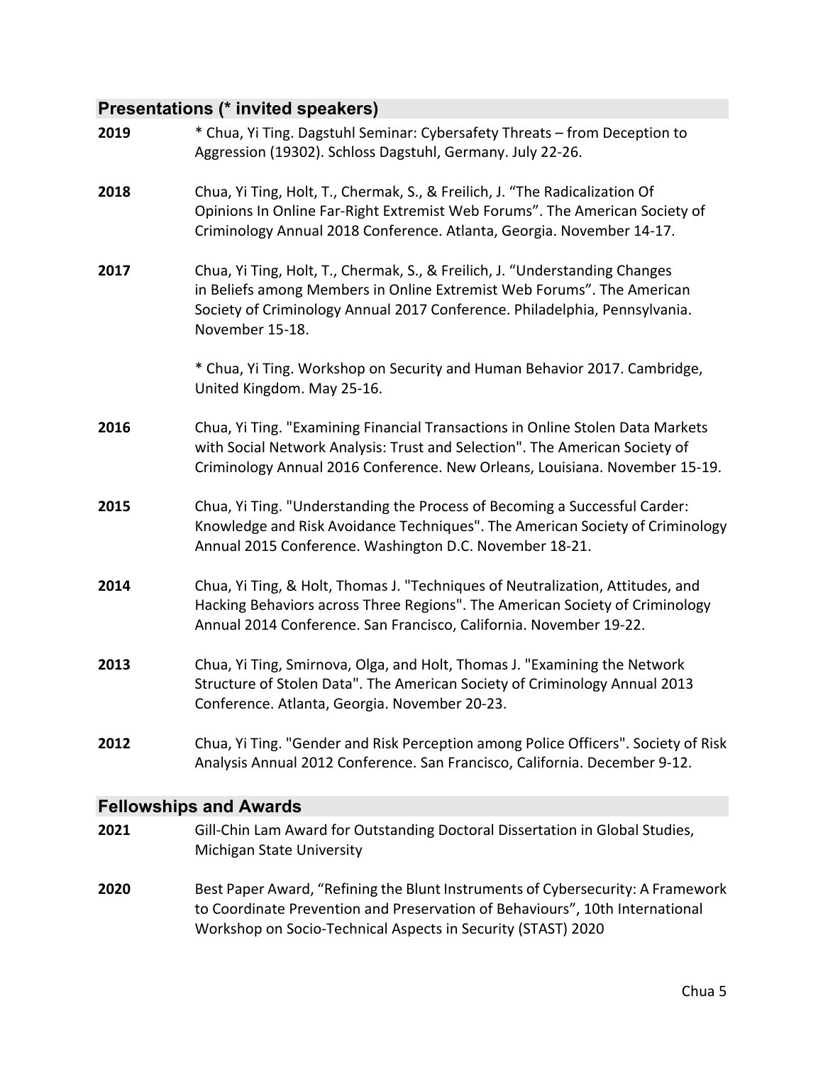## Presentations (* invited speakers)

**2019** * Chua, Yi Ting. Dagstuhl Seminar: Cybersafety Threats – from Deception to Aggression (19302). Schloss Dagstuhl, Germany. July 22-26.

**2018** Chua, Yi Ting, Holt, T., Chermak, S., & Freilich, J. "The Radicalization Of Opinions In Online Far-Right Extremist Web Forums". The American Society of Criminology Annual 2018 Conference. Atlanta, Georgia. November 14-17.

**2017** Chua, Yi Ting, Holt, T., Chermak, S., & Freilich, J. "Understanding Changes in Beliefs among Members in Online Extremist Web Forums". The American Society of Criminology Annual 2017 Conference. Philadelphia, Pennsylvania. November 15-18.

* Chua, Yi Ting. Workshop on Security and Human Behavior 2017. Cambridge, United Kingdom. May 25-16.

**2016** Chua, Yi Ting. "Examining Financial Transactions in Online Stolen Data Markets with Social Network Analysis: Trust and Selection". The American Society of Criminology Annual 2016 Conference. New Orleans, Louisiana. November 15-19.

**2015** Chua, Yi Ting. "Understanding the Process of Becoming a Successful Carder: Knowledge and Risk Avoidance Techniques". The American Society of Criminology Annual 2015 Conference. Washington D.C. November 18-21.

**2014** Chua, Yi Ting, & Holt, Thomas J. "Techniques of Neutralization, Attitudes, and Hacking Behaviors across Three Regions". The American Society of Criminology Annual 2014 Conference. San Francisco, California. November 19-22.

**2013** Chua, Yi Ting, Smirnova, Olga, and Holt, Thomas J. "Examining the Network Structure of Stolen Data". The American Society of Criminology Annual 2013 Conference. Atlanta, Georgia. November 20-23.

**2012** Chua, Yi Ting. "Gender and Risk Perception among Police Officers". Society of Risk Analysis Annual 2012 Conference. San Francisco, California. December 9-12.

## Fellowships and Awards

**2021** Gill-Chin Lam Award for Outstanding Doctoral Dissertation in Global Studies, Michigan State University

**2020** Best Paper Award, "Refining the Blunt Instruments of Cybersecurity: A Framework to Coordinate Prevention and Preservation of Behaviours", 10th International Workshop on Socio-Technical Aspects in Security (STAST) 2020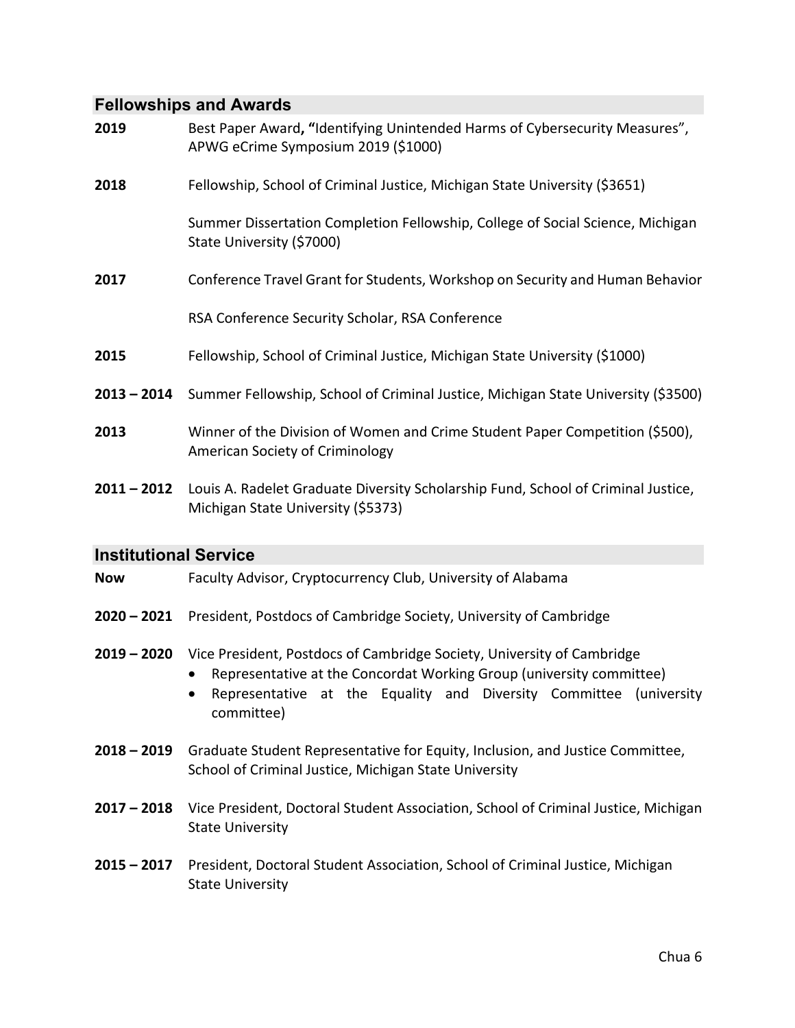## Fellowships and Awards

**2019** Best Paper Award**, "**Identifying Unintended Harms of Cybersecurity Measures", APWG eCrime Symposium 2019 ($1000)

**2018** Fellowship, School of Criminal Justice, Michigan State University ($3651)

Summer Dissertation Completion Fellowship, College of Social Science, Michigan State University ($7000)

**2017** Conference Travel Grant for Students, Workshop on Security and Human Behavior

RSA Conference Security Scholar, RSA Conference

**2015** Fellowship, School of Criminal Justice, Michigan State University ($1000)

**2013 – 2014** Summer Fellowship, School of Criminal Justice, Michigan State University ($3500)

**2013** Winner of the Division of Women and Crime Student Paper Competition ($500), American Society of Criminology

**2011 – 2012** Louis A. Radelet Graduate Diversity Scholarship Fund, School of Criminal Justice, Michigan State University ($5373)

## Institutional Service

**Now** Faculty Advisor, Cryptocurrency Club, University of Alabama

**2020 – 2021** President, Postdocs of Cambridge Society, University of Cambridge

**2019 – 2020** Vice President, Postdocs of Cambridge Society, University of Cambridge

- Representative at the Concordat Working Group (university committee)
- Representative at the Equality and Diversity Committee (university committee)

**2018 – 2019** Graduate Student Representative for Equity, Inclusion, and Justice Committee, School of Criminal Justice, Michigan State University

**2017 – 2018** Vice President, Doctoral Student Association, School of Criminal Justice, Michigan State University

**2015 – 2017** President, Doctoral Student Association, School of Criminal Justice, Michigan State University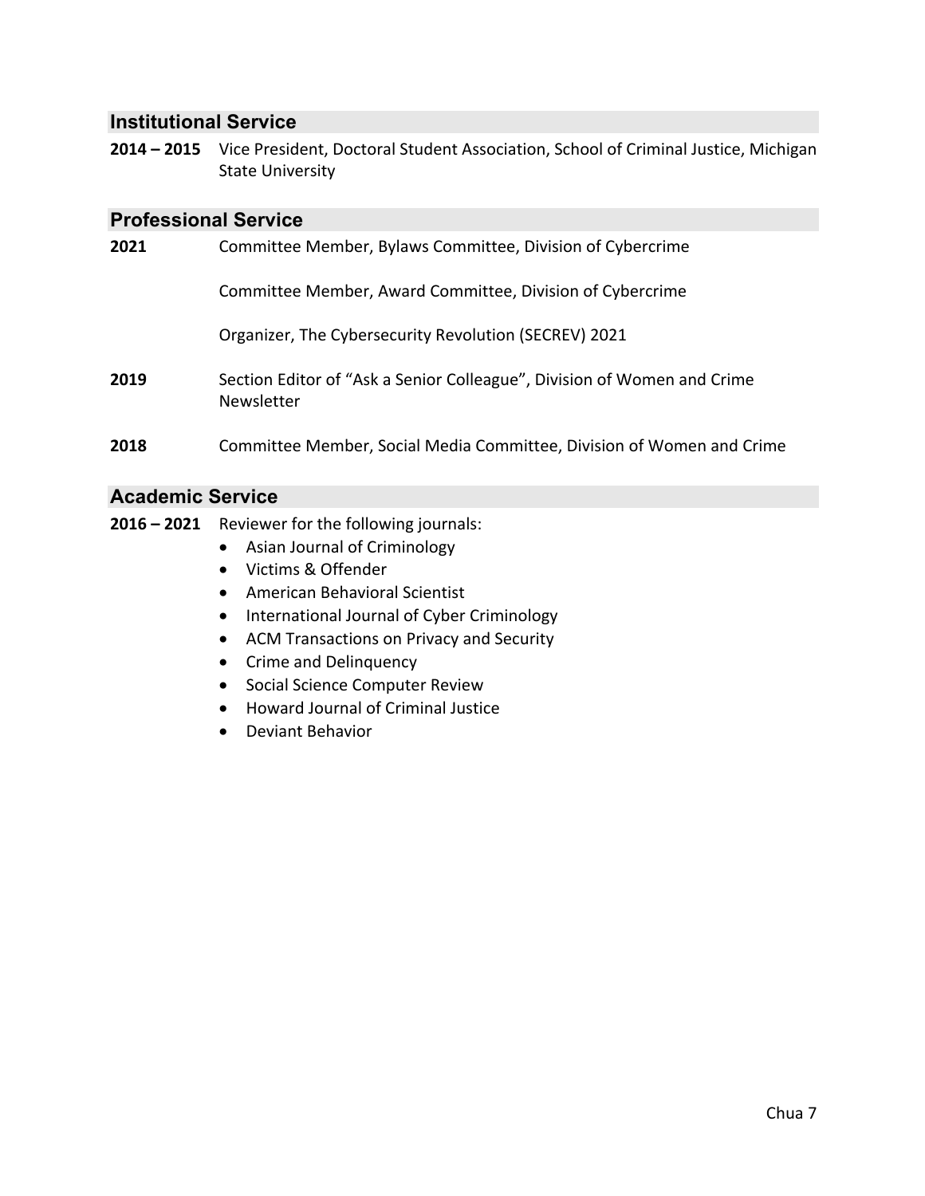## Institutional Service

**2014 – 2015** Vice President, Doctoral Student Association, School of Criminal Justice, Michigan State University

## Professional Service

**2021** Committee Member, Bylaws Committee, Division of Cybercrime

Committee Member, Award Committee, Division of Cybercrime

Organizer, The Cybersecurity Revolution (SECREV) 2021

**2019** Section Editor of "Ask a Senior Colleague", Division of Women and Crime Newsletter

**2018** Committee Member, Social Media Committee, Division of Women and Crime

## Academic Service

**2016 – 2021** Reviewer for the following journals:

- Asian Journal of Criminology
- Victims & Offender
- American Behavioral Scientist
- International Journal of Cyber Criminology
- ACM Transactions on Privacy and Security
- Crime and Delinquency
- Social Science Computer Review
- Howard Journal of Criminal Justice
- Deviant Behavior